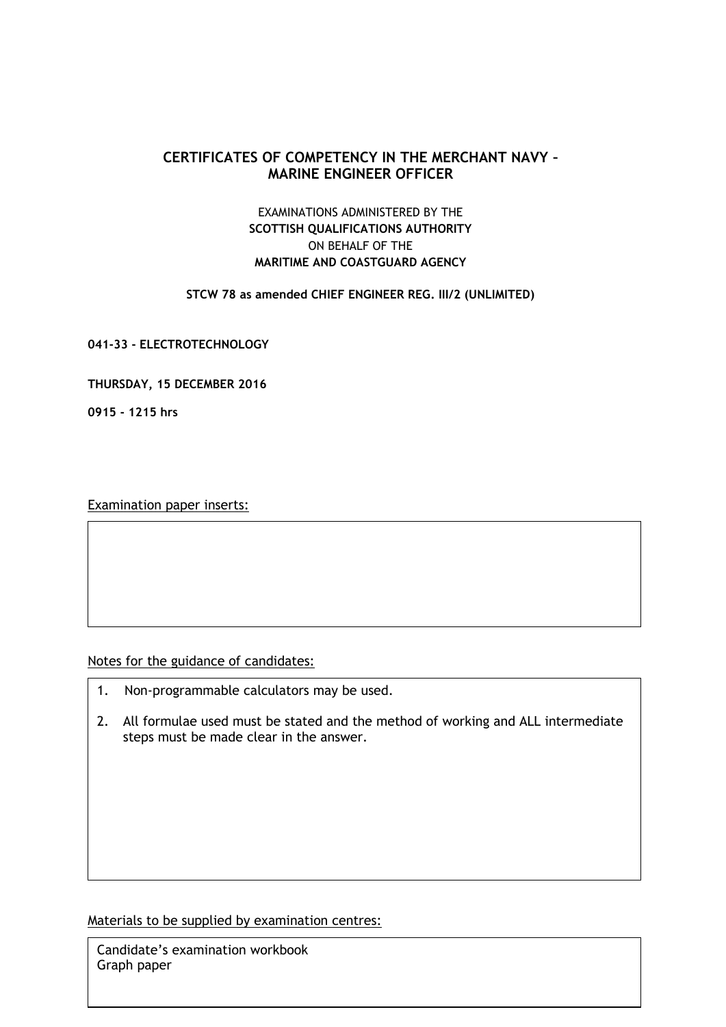# CERTIFICATES OF COMPETENCY IN THE MERCHANT NAVY – MARINE ENGINEER OFFICER

EXAMINATIONS ADMINISTERED BY THE
**SCOTTISH QUALIFICATIONS AUTHORITY**
ON BEHALF OF THE
**MARITIME AND COASTGUARD AGENCY**

**STCW 78 as amended CHIEF ENGINEER REG. III/2 (UNLIMITED)**

**041-33 - ELECTROTECHNOLOGY**

**THURSDAY, 15 DECEMBER 2016**

**0915 - 1215 hrs**

Examination paper inserts:

Notes for the guidance of candidates:

1. Non-programmable calculators may be used.
2. All formulae used must be stated and the method of working and ALL intermediate steps must be made clear in the answer.

Materials to be supplied by examination centres:

Candidate's examination workbook
Graph paper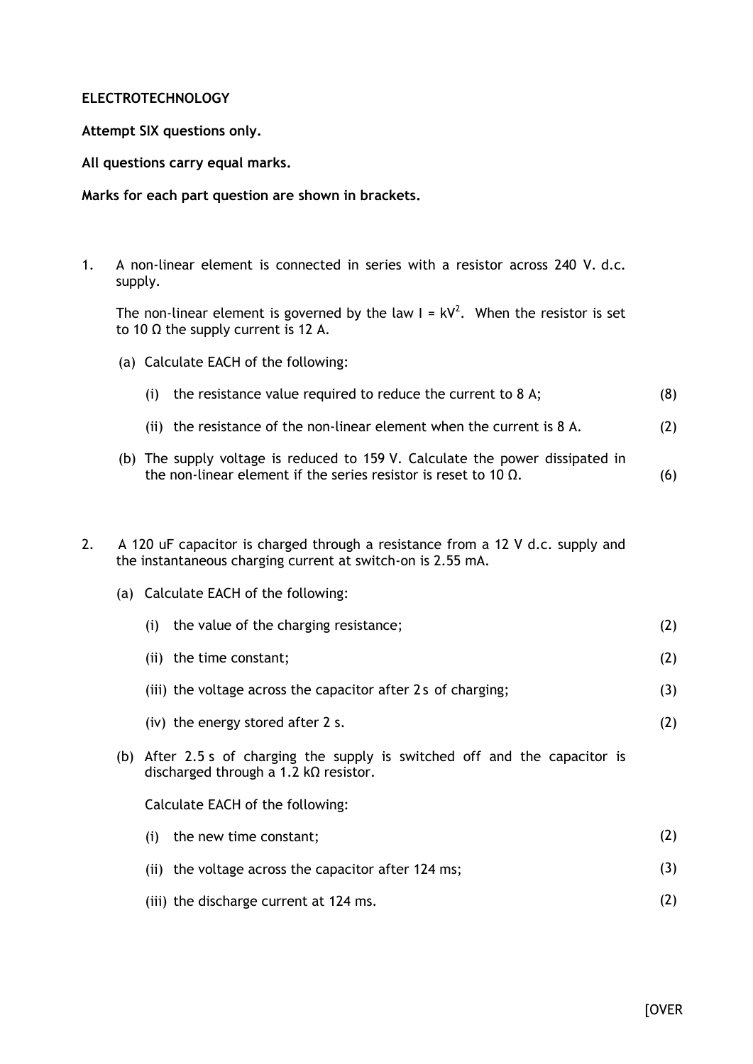**ELECTROTECHNOLOGY**

**Attempt SIX questions only.**

**All questions carry equal marks.**

**Marks for each part question are shown in brackets.**

1. A non-linear element is connected in series with a resistor across 240 V. d.c. supply.

   The non-linear element is governed by the law $I = kV^2$. When the resistor is set to 10 Ω the supply current is 12 A.

   (a) Calculate EACH of the following:

   (i) the resistance value required to reduce the current to 8 A; (8)

   (ii) the resistance of the non-linear element when the current is 8 A. (2)

   (b) The supply voltage is reduced to 159 V. Calculate the power dissipated in the non-linear element if the series resistor is reset to 10 Ω. (6)

2. A 120 uF capacitor is charged through a resistance from a 12 V d.c. supply and the instantaneous charging current at switch-on is 2.55 mA.

   (a) Calculate EACH of the following:

   (i) the value of the charging resistance; (2)

   (ii) the time constant; (2)

   (iii) the voltage across the capacitor after 2 s of charging; (3)

   (iv) the energy stored after 2 s. (2)

   (b) After 2.5 s of charging the supply is switched off and the capacitor is discharged through a 1.2 kΩ resistor.

   Calculate EACH of the following:

   (i) the new time constant; (2)

   (ii) the voltage across the capacitor after 124 ms; (3)

   (iii) the discharge current at 124 ms. (2)

[OVER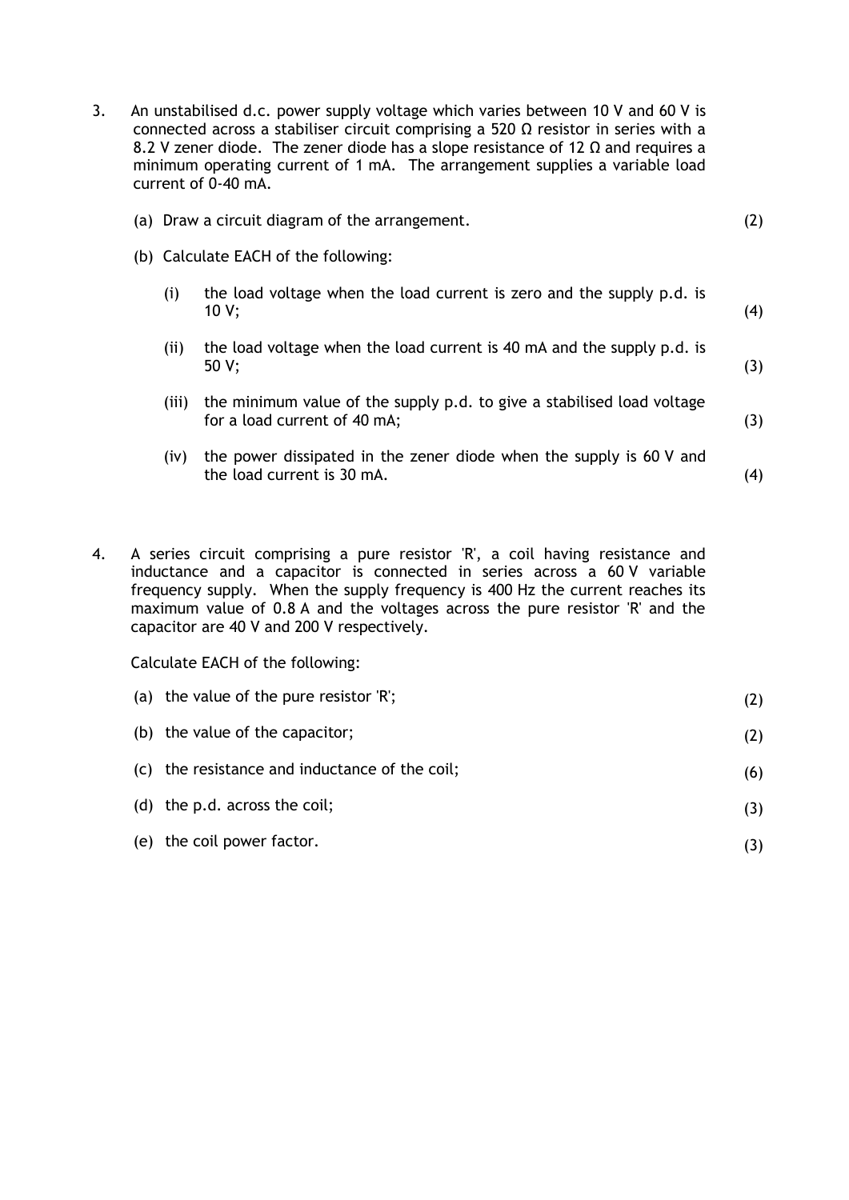3. An unstabilised d.c. power supply voltage which varies between 10 V and 60 V is connected across a stabiliser circuit comprising a 520 Ω resistor in series with a 8.2 V zener diode. The zener diode has a slope resistance of 12 Ω and requires a minimum operating current of 1 mA. The arrangement supplies a variable load current of 0-40 mA.

   (a) Draw a circuit diagram of the arrangement. (2)

   (b) Calculate EACH of the following:

   (i) the load voltage when the load current is zero and the supply p.d. is 10 V; (4)

   (ii) the load voltage when the load current is 40 mA and the supply p.d. is 50 V; (3)

   (iii) the minimum value of the supply p.d. to give a stabilised load voltage for a load current of 40 mA; (3)

   (iv) the power dissipated in the zener diode when the supply is 60 V and the load current is 30 mA. (4)

4. A series circuit comprising a pure resistor 'R', a coil having resistance and inductance and a capacitor is connected in series across a 60 V variable frequency supply. When the supply frequency is 400 Hz the current reaches its maximum value of 0.8 A and the voltages across the pure resistor 'R' and the capacitor are 40 V and 200 V respectively.

   Calculate EACH of the following:

   (a) the value of the pure resistor 'R'; (2)

   (b) the value of the capacitor; (2)

   (c) the resistance and inductance of the coil; (6)

   (d) the p.d. across the coil; (3)

   (e) the coil power factor. (3)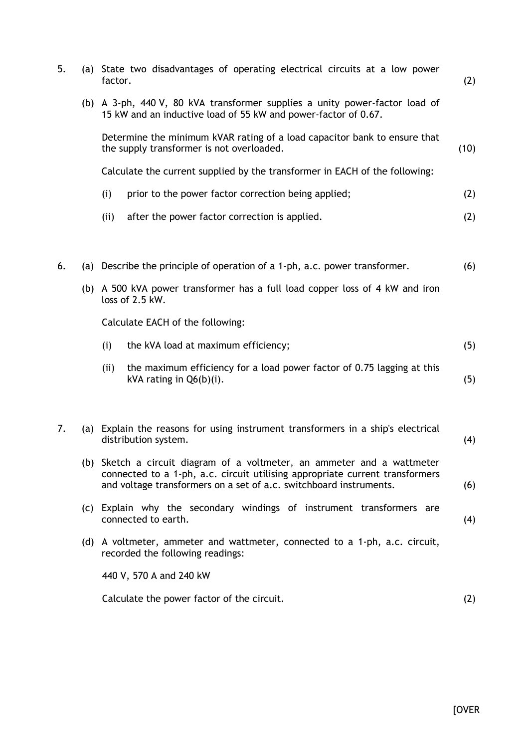5. (a) State two disadvantages of operating electrical circuits at a low power factor. (2)

   (b) A 3-ph, 440 V, 80 kVA transformer supplies a unity power-factor load of 15 kW and an inductive load of 55 kW and power-factor of 0.67.

   Determine the minimum kVAR rating of a load capacitor bank to ensure that the supply transformer is not overloaded. (10)

   Calculate the current supplied by the transformer in EACH of the following:

   (i) prior to the power factor correction being applied; (2)

   (ii) after the power factor correction is applied. (2)

6. (a) Describe the principle of operation of a 1-ph, a.c. power transformer. (6)

   (b) A 500 kVA power transformer has a full load copper loss of 4 kW and iron loss of 2.5 kW.

   Calculate EACH of the following:

   (i) the kVA load at maximum efficiency; (5)

   (ii) the maximum efficiency for a load power factor of 0.75 lagging at this kVA rating in Q6(b)(i). (5)

7. (a) Explain the reasons for using instrument transformers in a ship's electrical distribution system. (4)

   (b) Sketch a circuit diagram of a voltmeter, an ammeter and a wattmeter connected to a 1-ph, a.c. circuit utilising appropriate current transformers and voltage transformers on a set of a.c. switchboard instruments. (6)

   (c) Explain why the secondary windings of instrument transformers are connected to earth. (4)

   (d) A voltmeter, ammeter and wattmeter, connected to a 1-ph, a.c. circuit, recorded the following readings:

   440 V, 570 A and 240 kW

   Calculate the power factor of the circuit. (2)

[OVER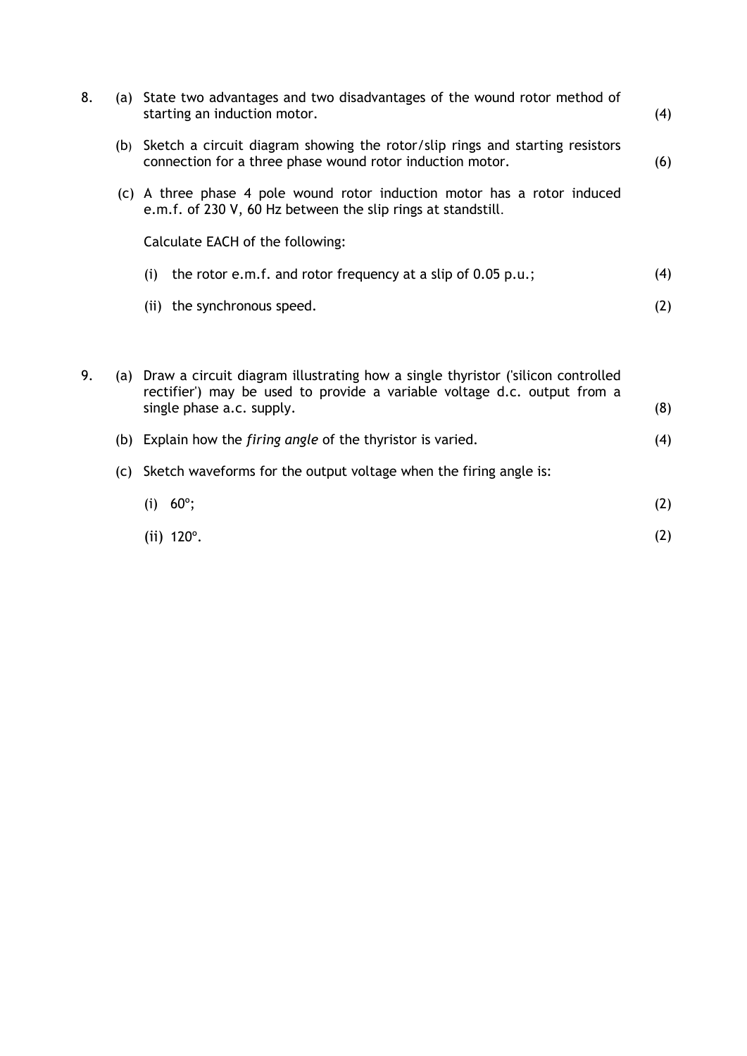8. (a) State two advantages and two disadvantages of the wound rotor method of starting an induction motor. (4)

   (b) Sketch a circuit diagram showing the rotor/slip rings and starting resistors connection for a three phase wound rotor induction motor. (6)

   (c) A three phase 4 pole wound rotor induction motor has a rotor induced e.m.f. of 230 V, 60 Hz between the slip rings at standstill.

   Calculate EACH of the following:

   (i) the rotor e.m.f. and rotor frequency at a slip of 0.05 p.u.; (4)

   (ii) the synchronous speed. (2)

9. (a) Draw a circuit diagram illustrating how a single thyristor ('silicon controlled rectifier') may be used to provide a variable voltage d.c. output from a single phase a.c. supply. (8)

   (b) Explain how the *firing angle* of the thyristor is varied. (4)

   (c) Sketch waveforms for the output voltage when the firing angle is:

   (i) 60°; (2)

   (ii) 120°. (2)